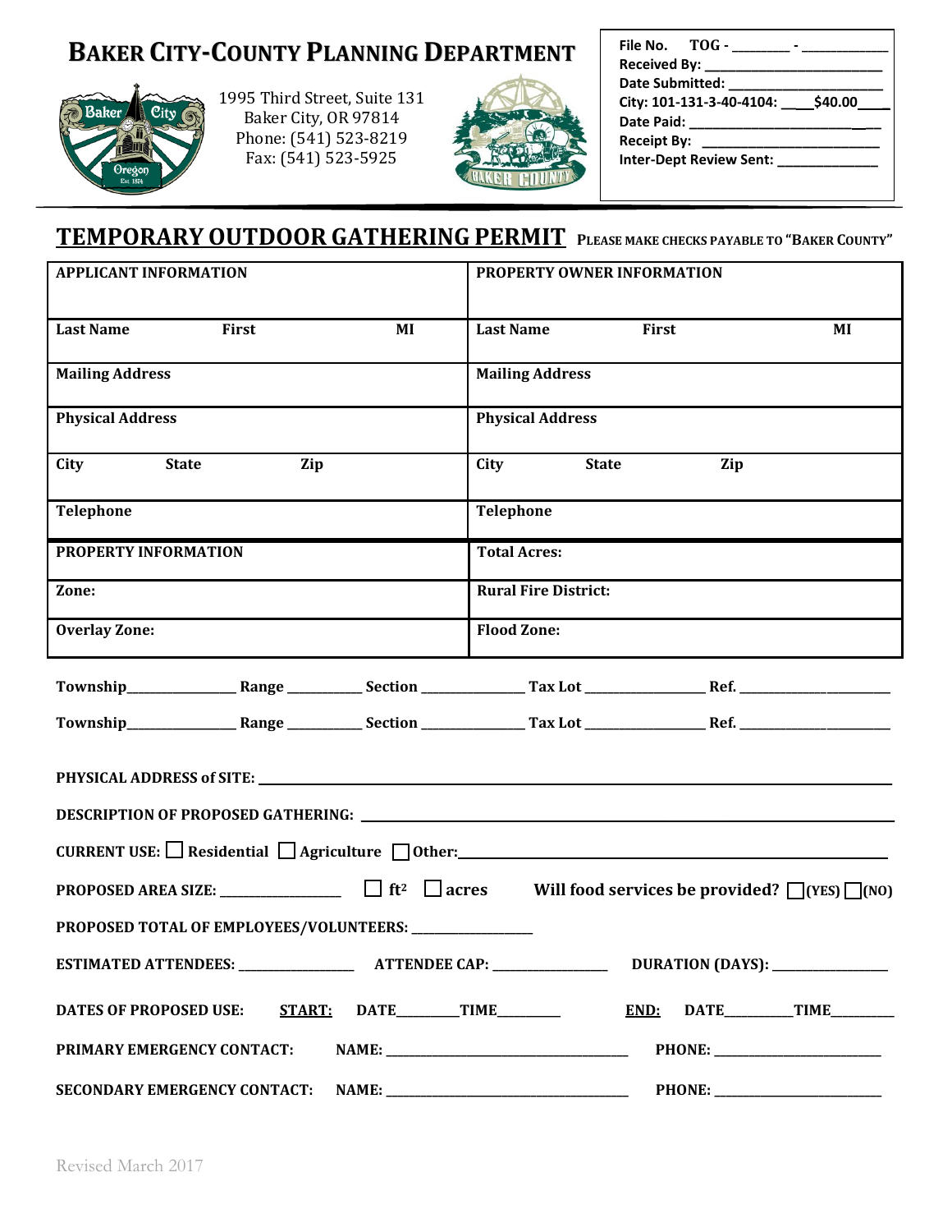# BAKER CITY-COUNTY PLANNING DEPARTMENT

1995 Third Street, Suite 131
Baker City, OR 97814
Phone: (541) 523-8219
Fax: (541) 523-5925

File No. TOG - ________ - ____________
Received By: __________________________
Date Submitted: _______________________
City: 101-131-3-40-4104: ____$40.00____
Date Paid: ____________________________
Receipt By: ___________________________
Inter-Dept Review Sent: ______________

## TEMPORARY OUTDOOR GATHERING PERMIT

**PLEASE MAKE CHECKS PAYABLE TO "BAKER COUNTY"**

| **APPLICANT INFORMATION** | **PROPERTY OWNER INFORMATION** |
|---|---|
| **Last Name** **First** **MI** | **Last Name** **First** **MI** |
| **Mailing Address** | **Mailing Address** |
| **Physical Address** | **Physical Address** |
| **City** **State** **Zip** | **City** **State** **Zip** |
| **Telephone** | **Telephone** |
| **PROPERTY INFORMATION** | **Total Acres:** |
| **Zone:** | **Rural Fire District:** |
| **Overlay Zone:** | **Flood Zone:** |

**Township**________________ **Range** ___________ **Section** _______________ **Tax Lot** __________________ **Ref.** ________________________

**Township**________________ **Range** ___________ **Section** _______________ **Tax Lot** __________________ **Ref.** ________________________

**PHYSICAL ADDRESS of SITE:** ____________________________________________________________________________

**DESCRIPTION OF PROPOSED GATHERING:** ________________________________________________________________

**CURRENT USE:** ☐ **Residential** ☐ **Agriculture** ☐ **Other:**_____________________________________________

**PROPOSED AREA SIZE:** _________________ ☐ **ft²** ☐ **acres** **Will food services be provided?** ☐ **(YES)** ☐ **(NO)**

**PROPOSED TOTAL OF EMPLOYEES/VOLUNTEERS:** __________________

**ESTIMATED ATTENDEES:** _________________ **ATTENDEE CAP:** _________________ **DURATION (DAYS):** _________________

**DATES OF PROPOSED USE:** **START:** **DATE**_________**TIME**_________ **END:** **DATE**__________**TIME**_________

**PRIMARY EMERGENCY CONTACT:** **NAME:** ______________________________________ **PHONE:** _________________________

**SECONDARY EMERGENCY CONTACT:** **NAME:** ______________________________________ **PHONE:** _________________________

Revised March 2017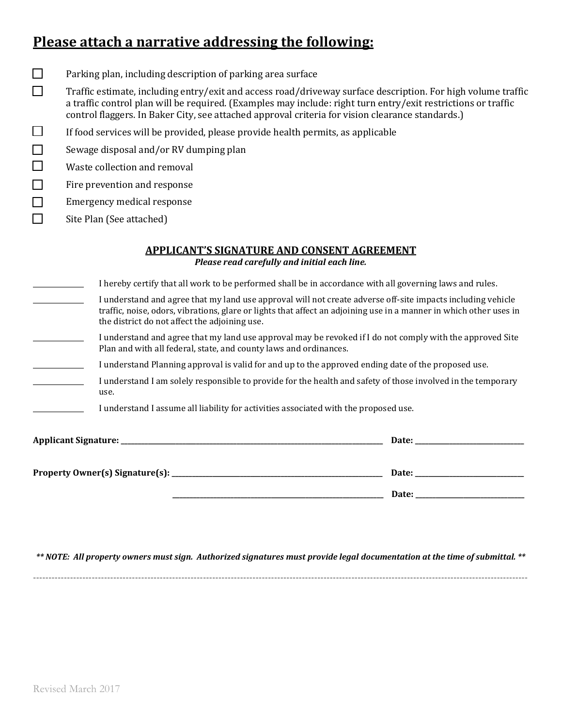## **Please attach a narrative addressing the following:**

- ☐ Parking plan, including description of parking area surface
- ☐ Traffic estimate, including entry/exit and access road/driveway surface description. For high volume traffic a traffic control plan will be required. (Examples may include: right turn entry/exit restrictions or traffic control flaggers. In Baker City, see attached approval criteria for vision clearance standards.)
- ☐ If food services will be provided, please provide health permits, as applicable
- ☐ Sewage disposal and/or RV dumping plan
- ☐ Waste collection and removal
- ☐ Fire prevention and response
- ☐ Emergency medical response
- ☐ Site Plan (See attached)

### **APPLICANT'S SIGNATURE AND CONSENT AGREEMENT**

***Please read carefully and initial each line.***

______________ I hereby certify that all work to be performed shall be in accordance with all governing laws and rules.

______________ I understand and agree that my land use approval will not create adverse off-site impacts including vehicle traffic, noise, odors, vibrations, glare or lights that affect an adjoining use in a manner in which other uses in the district do not affect the adjoining use.

______________ I understand and agree that my land use approval may be revoked if I do not comply with the approved Site Plan and with all federal, state, and county laws and ordinances.

______________ I understand Planning approval is valid for and up to the approved ending date of the proposed use.

______________ I understand I am solely responsible to provide for the health and safety of those involved in the temporary use.

______________ I understand I assume all liability for activities associated with the proposed use.

**Applicant Signature:** ______________________________________________ **Date:** ____________________

**Property Owner(s) Signature(s):** ______________________________________ **Date:** ____________________

______________________________________ **Date:** ____________________

***\*\* NOTE: All property owners must sign. Authorized signatures must provide legal documentation at the time of submittal. \*\****

---

Revised March 2017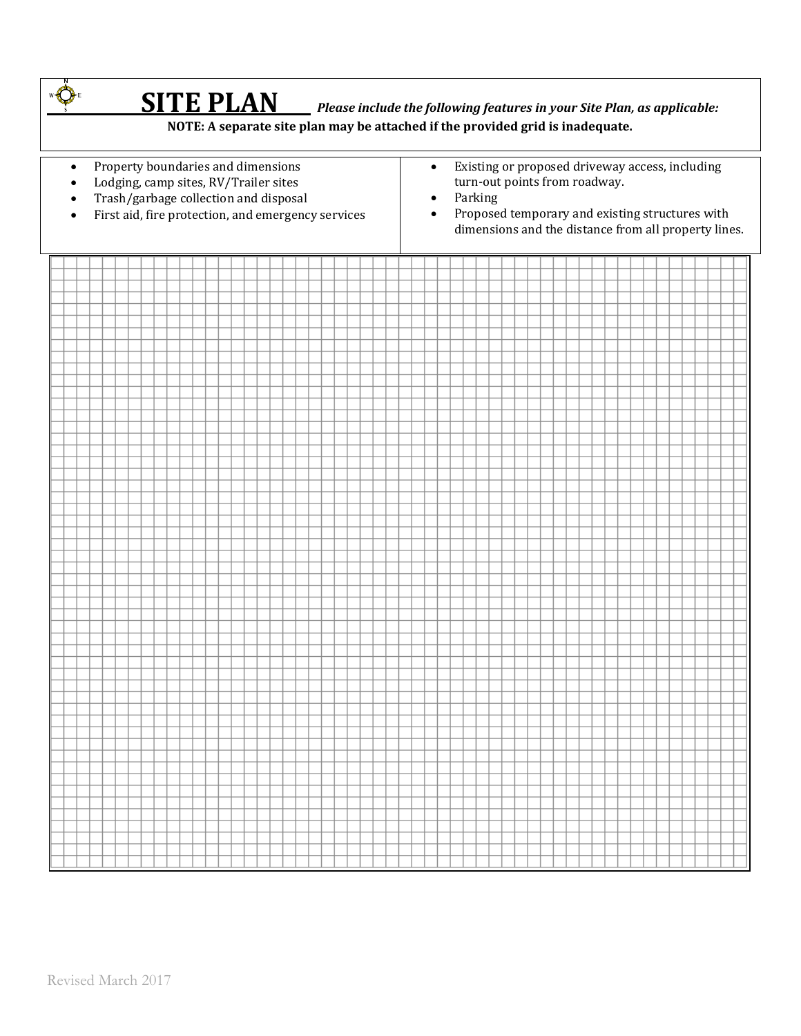# SITE PLAN

***Please include the following features in your Site Plan, as applicable:***

**NOTE: A separate site plan may be attached if the provided grid is inadequate.**

- Property boundaries and dimensions
- Lodging, camp sites, RV/Trailer sites
- Trash/garbage collection and disposal
- First aid, fire protection, and emergency services
- Existing or proposed driveway access, including turn-out points from roadway.
- Parking
- Proposed temporary and existing structures with dimensions and the distance from all property lines.

Revised March 2017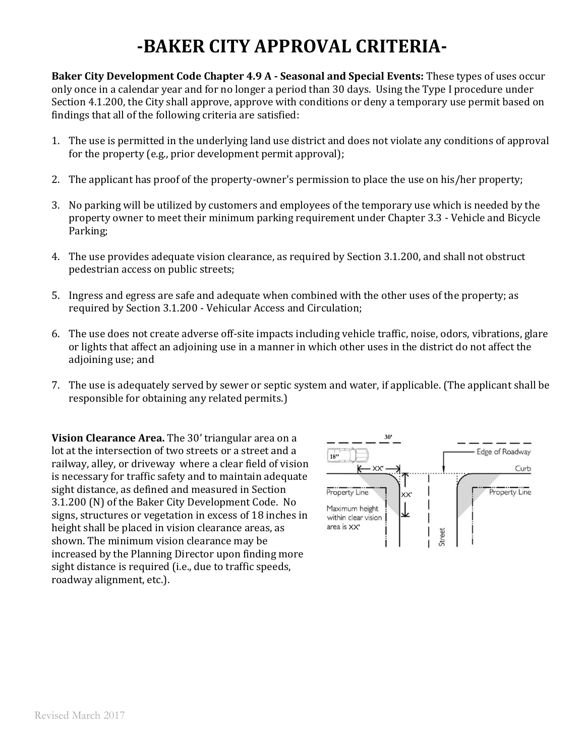# -BAKER CITY APPROVAL CRITERIA-

**Baker City Development Code Chapter 4.9 A - Seasonal and Special Events:** These types of uses occur only once in a calendar year and for no longer a period than 30 days. Using the Type I procedure under Section 4.1.200, the City shall approve, approve with conditions or deny a temporary use permit based on findings that all of the following criteria are satisfied:

1. The use is permitted in the underlying land use district and does not violate any conditions of approval for the property (e.g., prior development permit approval);

2. The applicant has proof of the property-owner's permission to place the use on his/her property;

3. No parking will be utilized by customers and employees of the temporary use which is needed by the property owner to meet their minimum parking requirement under Chapter 3.3 - Vehicle and Bicycle Parking;

4. The use provides adequate vision clearance, as required by Section 3.1.200, and shall not obstruct pedestrian access on public streets;

5. Ingress and egress are safe and adequate when combined with the other uses of the property; as required by Section 3.1.200 - Vehicular Access and Circulation;

6. The use does not create adverse off-site impacts including vehicle traffic, noise, odors, vibrations, glare or lights that affect an adjoining use in a manner in which other uses in the district do not affect the adjoining use; and

7. The use is adequately served by sewer or septic system and water, if applicable. (The applicant shall be responsible for obtaining any related permits.)

**Vision Clearance Area.** The 30' triangular area on a lot at the intersection of two streets or a street and a railway, alley, or driveway where a clear field of vision is necessary for traffic safety and to maintain adequate sight distance, as defined and measured in Section 3.1.200 (N) of the Baker City Development Code. No signs, structures or vegetation in excess of 18 inches in height shall be placed in vision clearance areas, as shown. The minimum vision clearance may be increased by the Planning Director upon finding more sight distance is required (i.e., due to traffic speeds, roadway alignment, etc.).

30'

18"

Edge of Roadway

XX'

Curb

Property Line

XX'

Property Line

Maximum height within clear vision area is XX'

Street